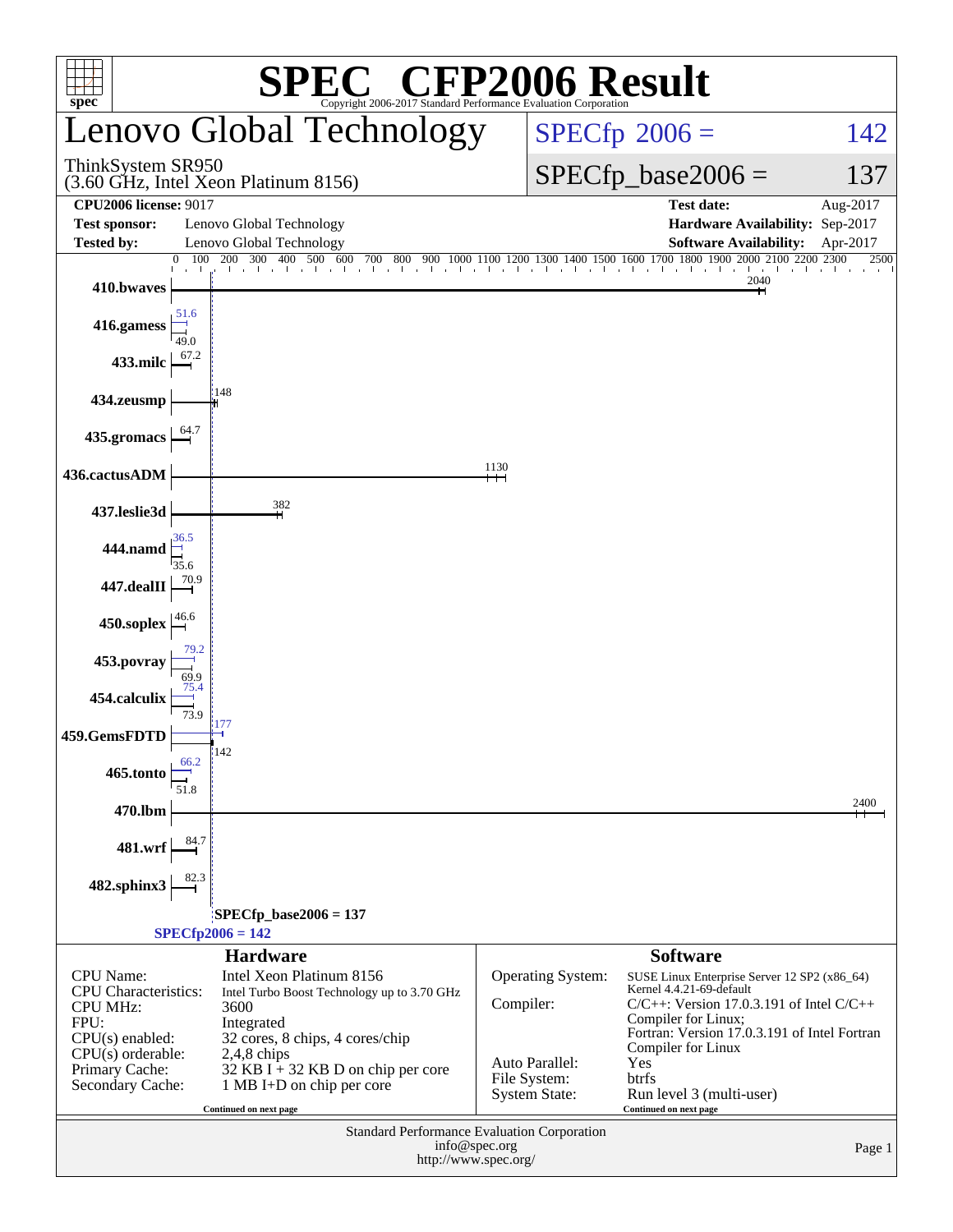# SPEC® CFP2006 Result

Copyright 2006-2017 Standard Performance Evaluation Corporation

# Lenovo Global Technology

ThinkSystem SR950
(3.60 GHz, Intel Xeon Platinum 8156)

SPECfp 2006 = 142

SPECfp_base2006 = 137

| | | | |
|---|---|---|---|
| **CPU2006 license:** 9017 | | **Test date:** | Aug-2017 |
| **Test sponsor:** | Lenovo Global Technology | **Hardware Availability:** | Sep-2017 |
| **Tested by:** | Lenovo Global Technology | **Software Availability:** | Apr-2017 |

| Benchmark | Peak | Base |
|---|---|---|
| 410.bwaves | | 2040 |
| 416.gamess | 51.6 | 49.0 |
| 433.milc | | 67.2 |
| 434.zeusmp | | 148 |
| 435.gromacs | | 64.7 |
| 436.cactusADM | | 1130 |
| 437.leslie3d | | 382 |
| 444.namd | 36.5 | 35.6 |
| 447.dealII | | 70.9 |
| 450.soplex | | 46.6 |
| 453.povray | 79.2 | 69.9 |
| 454.calculix | 75.4 | 73.9 |
| 459.GemsFDTD | 177 | 142 |
| 465.tonto | 66.2 | 51.8 |
| 470.lbm | | 2400 |
| 481.wrf | | 84.7 |
| 482.sphinx3 | | 82.3 |

SPECfp_base2006 = 137

SPECfp2006 = 142

## Hardware

| | |
|---|---|
| CPU Name: | Intel Xeon Platinum 8156 |
| CPU Characteristics: | Intel Turbo Boost Technology up to 3.70 GHz |
| CPU MHz: | 3600 |
| FPU: | Integrated |
| CPU(s) enabled: | 32 cores, 8 chips, 4 cores/chip |
| CPU(s) orderable: | 2,4,8 chips |
| Primary Cache: | 32 KB I + 32 KB D on chip per core |
| Secondary Cache: | 1 MB I+D on chip per core |

Continued on next page

## Software

| | |
|---|---|
| Operating System: | SUSE Linux Enterprise Server 12 SP2 (x86_64) Kernel 4.4.21-69-default |
| Compiler: | C/C++: Version 17.0.3.191 of Intel C/C++ Compiler for Linux; Fortran: Version 17.0.3.191 of Intel Fortran Compiler for Linux |
| Auto Parallel: | Yes |
| File System: | btrfs |
| System State: | Run level 3 (multi-user) |

Continued on next page

Standard Performance Evaluation Corporation
info@spec.org
http://www.spec.org/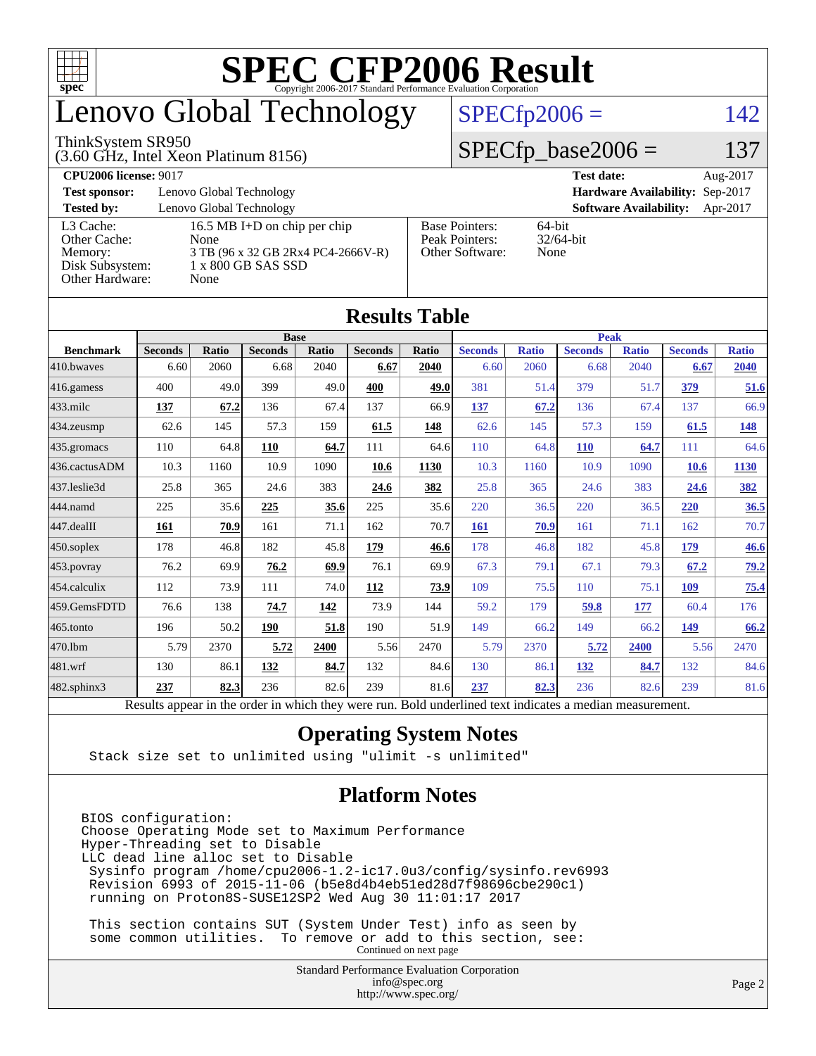# SPEC CFP2006 Result

Copyright 2006-2017 Standard Performance Evaluation Corporation

# Lenovo Global Technology

ThinkSystem SR950
(3.60 GHz, Intel Xeon Platinum 8156)

SPECfp2006 = 142

SPECfp_base2006 = 137

| | | | |
|---|---|---|---|
| **CPU2006 license:** 9017 | | **Test date:** | Aug-2017 |
| **Test sponsor:** | Lenovo Global Technology | **Hardware Availability:** | Sep-2017 |
| **Tested by:** | Lenovo Global Technology | **Software Availability:** | Apr-2017 |

| | | | |
|---|---|---|---|
| L3 Cache: | 16.5 MB I+D on chip per chip | Base Pointers: | 64-bit |
| Other Cache: | None | Peak Pointers: | 32/64-bit |
| Memory: | 3 TB (96 x 32 GB 2Rx4 PC4-2666V-R) | Other Software: | None |
| Disk Subsystem: | 1 x 800 GB SAS SSD | | |
| Other Hardware: | None | | |

## Results Table

| | Base | | | | | | Peak | | | | | |
|---|---|---|---|---|---|---|---|---|---|---|---|---|
| **Benchmark** | **Seconds** | **Ratio** | **Seconds** | **Ratio** | **Seconds** | **Ratio** | **Seconds** | **Ratio** | **Seconds** | **Ratio** | **Seconds** | **Ratio** |
| 410.bwaves | 6.60 | 2060 | 6.68 | 2040 | **6.67** | **2040** | 6.60 | 2060 | 6.68 | 2040 | **6.67** | **2040** |
| 416.gamess | 400 | 49.0 | 399 | 49.0 | **400** | **49.0** | 381 | 51.4 | 379 | 51.7 | **379** | **51.6** |
| 433.milc | **137** | **67.2** | 136 | 67.4 | 137 | 66.9 | **137** | **67.2** | 136 | 67.4 | 137 | 66.9 |
| 434.zeusmp | 62.6 | 145 | 57.3 | 159 | **61.5** | **148** | 62.6 | 145 | 57.3 | 159 | **61.5** | **148** |
| 435.gromacs | 110 | 64.8 | **110** | **64.7** | 111 | 64.6 | 110 | 64.8 | **110** | **64.7** | 111 | 64.6 |
| 436.cactusADM | 10.3 | 1160 | 10.9 | 1090 | **10.6** | **1130** | 10.3 | 1160 | 10.9 | 1090 | **10.6** | **1130** |
| 437.leslie3d | 25.8 | 365 | 24.6 | 383 | **24.6** | **382** | 25.8 | 365 | 24.6 | 383 | **24.6** | **382** |
| 444.namd | 225 | 35.6 | **225** | **35.6** | 225 | 35.6 | 220 | 36.5 | 220 | 36.5 | **220** | **36.5** |
| 447.dealII | **161** | **70.9** | 161 | 71.1 | 162 | 70.7 | **161** | **70.9** | 161 | 71.1 | 162 | 70.7 |
| 450.soplex | 178 | 46.8 | 182 | 45.8 | **179** | **46.6** | 178 | 46.8 | 182 | 45.8 | **179** | **46.6** |
| 453.povray | 76.2 | 69.9 | **76.2** | **69.9** | 76.1 | 69.9 | 67.3 | 79.1 | 67.1 | 79.3 | **67.2** | **79.2** |
| 454.calculix | 112 | 73.9 | 111 | 74.0 | **112** | **73.9** | 109 | 75.5 | 110 | 75.1 | **109** | **75.4** |
| 459.GemsFDTD | 76.6 | 138 | **74.7** | **142** | 73.9 | 144 | 59.2 | 179 | **59.8** | **177** | 60.4 | 176 |
| 465.tonto | 196 | 50.2 | **190** | **51.8** | 190 | 51.9 | 149 | 66.2 | 149 | 66.2 | **149** | **66.2** |
| 470.lbm | 5.79 | 2370 | **5.72** | **2400** | 5.56 | 2470 | 5.79 | 2370 | **5.72** | **2400** | 5.56 | 2470 |
| 481.wrf | 130 | 86.1 | **132** | **84.7** | 132 | 84.6 | 130 | 86.1 | **132** | **84.7** | 132 | 84.6 |
| 482.sphinx3 | **237** | **82.3** | 236 | 82.6 | 239 | 81.6 | **237** | **82.3** | 236 | 82.6 | 239 | 81.6 |

Results appear in the order in which they were run. Bold underlined text indicates a median measurement.

## Operating System Notes

```
Stack size set to unlimited using "ulimit -s unlimited"
```

## Platform Notes

```
BIOS configuration:
Choose Operating Mode set to Maximum Performance
Hyper-Threading set to Disable
LLC dead line alloc set to Disable
 Sysinfo program /home/cpu2006-1.2-ic17.0u3/config/sysinfo.rev6993
 Revision 6993 of 2015-11-06 (b5e8d4b4eb51ed28d7f98696cbe290c1)
 running on Proton8S-SUSE12SP2 Wed Aug 30 11:01:17 2017

 This section contains SUT (System Under Test) info as seen by
 some common utilities.  To remove or add to this section, see:
```

Continued on next page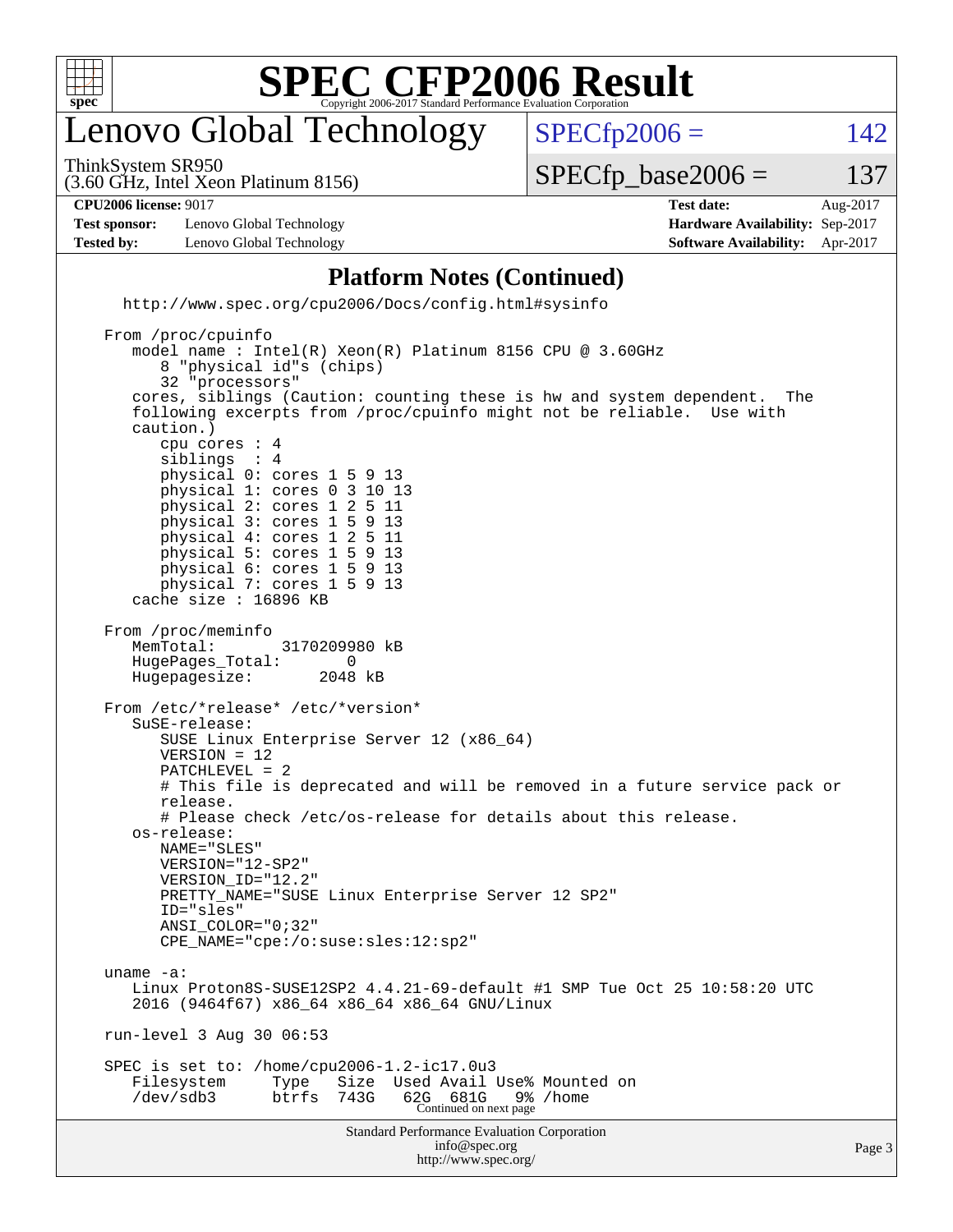# SPEC CFP2006 Result

Copyright 2006-2017 Standard Performance Evaluation Corporation

## Lenovo Global Technology

ThinkSystem SR950
(3.60 GHz, Intel Xeon Platinum 8156)

SPECfp2006 = 142

SPECfp_base2006 = 137

| | | | |
|---|---|---|---|
| **CPU2006 license:** 9017 | | **Test date:** | Aug-2017 |
| **Test sponsor:** | Lenovo Global Technology | **Hardware Availability:** | Sep-2017 |
| **Tested by:** | Lenovo Global Technology | **Software Availability:** | Apr-2017 |

### Platform Notes (Continued)

```
  http://www.spec.org/cpu2006/Docs/config.html#sysinfo

From /proc/cpuinfo
   model name : Intel(R) Xeon(R) Platinum 8156 CPU @ 3.60GHz
      8 "physical id"s (chips)
      32 "processors"
   cores, siblings (Caution: counting these is hw and system dependent.  The
   following excerpts from /proc/cpuinfo might not be reliable.  Use with
   caution.)
      cpu cores : 4
      siblings  : 4
      physical 0: cores 1 5 9 13
      physical 1: cores 0 3 10 13
      physical 2: cores 1 2 5 11
      physical 3: cores 1 5 9 13
      physical 4: cores 1 2 5 11
      physical 5: cores 1 5 9 13
      physical 6: cores 1 5 9 13
      physical 7: cores 1 5 9 13
   cache size : 16896 KB

From /proc/meminfo
   MemTotal:       3170209980 kB
   HugePages_Total:       0
   Hugepagesize:       2048 kB

From /etc/*release* /etc/*version*
   SuSE-release:
      SUSE Linux Enterprise Server 12 (x86_64)
      VERSION = 12
      PATCHLEVEL = 2
      # This file is deprecated and will be removed in a future service pack or
      release.
      # Please check /etc/os-release for details about this release.
   os-release:
      NAME="SLES"
      VERSION="12-SP2"
      VERSION_ID="12.2"
      PRETTY_NAME="SUSE Linux Enterprise Server 12 SP2"
      ID="sles"
      ANSI_COLOR="0;32"
      CPE_NAME="cpe:/o:suse:sles:12:sp2"

uname -a:
   Linux Proton8S-SUSE12SP2 4.4.21-69-default #1 SMP Tue Oct 25 10:58:20 UTC
   2016 (9464f67) x86_64 x86_64 x86_64 GNU/Linux

run-level 3 Aug 30 06:53

SPEC is set to: /home/cpu2006-1.2-ic17.0u3
   Filesystem     Type   Size  Used Avail Use% Mounted on
   /dev/sdb3      btrfs  743G   62G  681G   9% /home
```

Continued on next page

Standard Performance Evaluation Corporation
info@spec.org
http://www.spec.org/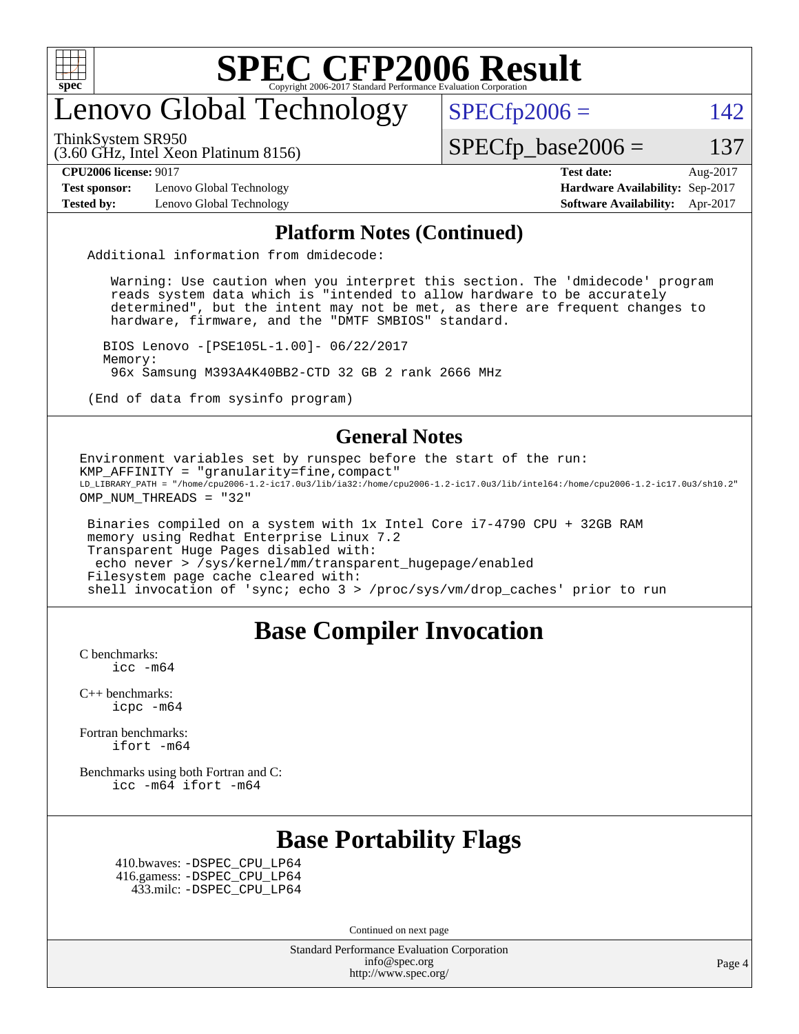# SPEC CFP2006 Result

Copyright 2006-2017 Standard Performance Evaluation Corporation

## Lenovo Global Technology

ThinkSystem SR950
(3.60 GHz, Intel Xeon Platinum 8156)

SPECfp2006 = 142

SPECfp_base2006 = 137

| | | | |
|---|---|---|---|
| **CPU2006 license:** 9017 | | **Test date:** | Aug-2017 |
| **Test sponsor:** | Lenovo Global Technology | **Hardware Availability:** | Sep-2017 |
| **Tested by:** | Lenovo Global Technology | **Software Availability:** | Apr-2017 |

## Platform Notes (Continued)

```
Additional information from dmidecode:

   Warning: Use caution when you interpret this section. The 'dmidecode' program
   reads system data which is "intended to allow hardware to be accurately
   determined", but the intent may not be met, as there are frequent changes to
   hardware, firmware, and the "DMTF SMBIOS" standard.

  BIOS Lenovo -[PSE105L-1.00]- 06/22/2017
  Memory:
   96x Samsung M393A4K40BB2-CTD 32 GB 2 rank 2666 MHz

(End of data from sysinfo program)
```

## General Notes

```
Environment variables set by runspec before the start of the run:
KMP_AFFINITY = "granularity=fine,compact"
LD_LIBRARY_PATH = "/home/cpu2006-1.2-ic17.0u3/lib/ia32:/home/cpu2006-1.2-ic17.0u3/lib/intel64:/home/cpu2006-1.2-ic17.0u3/sh10.2"
OMP_NUM_THREADS = "32"

 Binaries compiled on a system with 1x Intel Core i7-4790 CPU + 32GB RAM
 memory using Redhat Enterprise Linux 7.2
 Transparent Huge Pages disabled with:
  echo never > /sys/kernel/mm/transparent_hugepage/enabled
 Filesystem page cache cleared with:
 shell invocation of 'sync; echo 3 > /proc/sys/vm/drop_caches' prior to run
```

## Base Compiler Invocation

C benchmarks:
  icc -m64

C++ benchmarks:
  icpc -m64

Fortran benchmarks:
  ifort -m64

Benchmarks using both Fortran and C:
  icc -m64 ifort -m64

## Base Portability Flags

410.bwaves: -DSPEC_CPU_LP64
416.gamess: -DSPEC_CPU_LP64
433.milc: -DSPEC_CPU_LP64

Continued on next page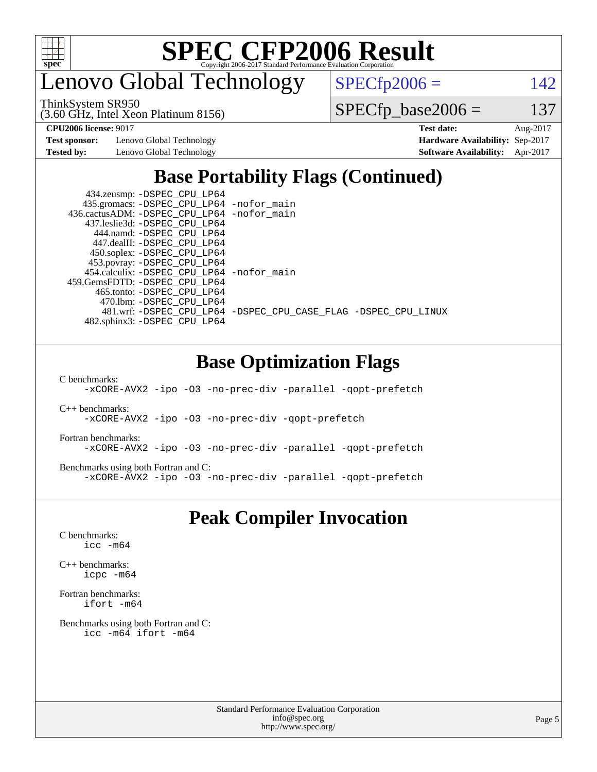# SPEC CFP2006 Result

Copyright 2006-2017 Standard Performance Evaluation Corporation

## Lenovo Global Technology

ThinkSystem SR950
(3.60 GHz, Intel Xeon Platinum 8156)

SPECfp2006 = 142

SPECfp_base2006 = 137

| | | | |
|---|---|---|---|
| **CPU2006 license:** 9017 | | **Test date:** | Aug-2017 |
| **Test sponsor:** | Lenovo Global Technology | **Hardware Availability:** | Sep-2017 |
| **Tested by:** | Lenovo Global Technology | **Software Availability:** | Apr-2017 |

## Base Portability Flags (Continued)

434.zeusmp: -DSPEC_CPU_LP64
435.gromacs: -DSPEC_CPU_LP64 -nofor_main
436.cactusADM: -DSPEC_CPU_LP64 -nofor_main
437.leslie3d: -DSPEC_CPU_LP64
444.namd: -DSPEC_CPU_LP64
447.dealII: -DSPEC_CPU_LP64
450.soplex: -DSPEC_CPU_LP64
453.povray: -DSPEC_CPU_LP64
454.calculix: -DSPEC_CPU_LP64 -nofor_main
459.GemsFDTD: -DSPEC_CPU_LP64
465.tonto: -DSPEC_CPU_LP64
470.lbm: -DSPEC_CPU_LP64
481.wrf: -DSPEC_CPU_LP64 -DSPEC_CPU_CASE_FLAG -DSPEC_CPU_LINUX
482.sphinx3: -DSPEC_CPU_LP64

## Base Optimization Flags

C benchmarks:
-xCORE-AVX2 -ipo -O3 -no-prec-div -parallel -qopt-prefetch

C++ benchmarks:
-xCORE-AVX2 -ipo -O3 -no-prec-div -qopt-prefetch

Fortran benchmarks:
-xCORE-AVX2 -ipo -O3 -no-prec-div -parallel -qopt-prefetch

Benchmarks using both Fortran and C:
-xCORE-AVX2 -ipo -O3 -no-prec-div -parallel -qopt-prefetch

## Peak Compiler Invocation

C benchmarks:
icc -m64

C++ benchmarks:
icpc -m64

Fortran benchmarks:
ifort -m64

Benchmarks using both Fortran and C:
icc -m64 ifort -m64

Standard Performance Evaluation Corporation
info@spec.org
http://www.spec.org/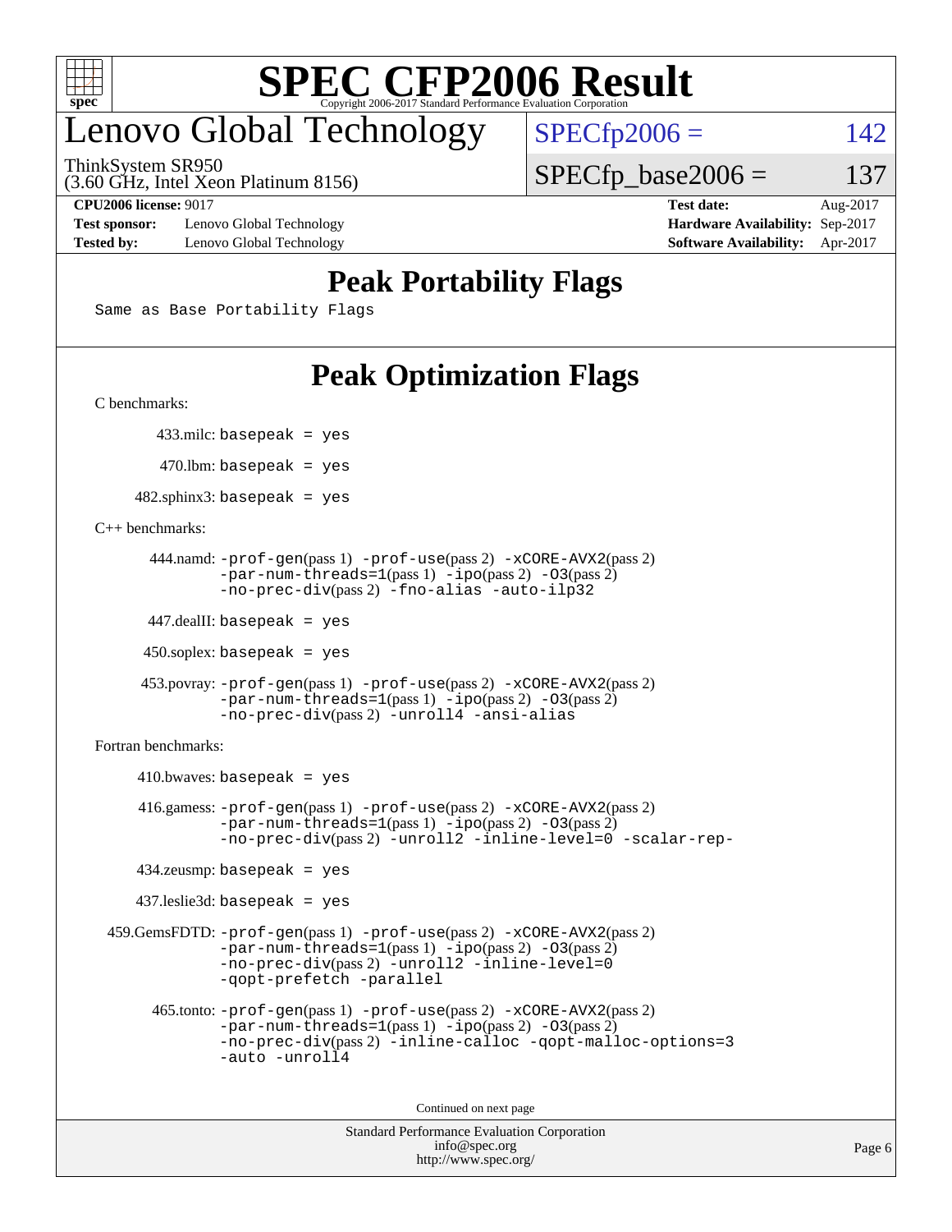# SPEC CFP2006 Result

Copyright 2006-2017 Standard Performance Evaluation Corporation

## Lenovo Global Technology

ThinkSystem SR950
(3.60 GHz, Intel Xeon Platinum 8156)

SPECfp2006 = 142

SPECfp_base2006 = 137

| | | | |
|---|---|---|---|
| **CPU2006 license:** 9017 | | **Test date:** | Aug-2017 |
| **Test sponsor:** | Lenovo Global Technology | **Hardware Availability:** | Sep-2017 |
| **Tested by:** | Lenovo Global Technology | **Software Availability:** | Apr-2017 |

## Peak Portability Flags

Same as Base Portability Flags

## Peak Optimization Flags

C benchmarks:

433.milc: basepeak = yes

470.lbm: basepeak = yes

482.sphinx3: basepeak = yes

C++ benchmarks:

444.namd: -prof-gen(pass 1) -prof-use(pass 2) -xCORE-AVX2(pass 2) -par-num-threads=1(pass 1) -ipo(pass 2) -O3(pass 2) -no-prec-div(pass 2) -fno-alias -auto-ilp32

447.dealII: basepeak = yes

450.soplex: basepeak = yes

453.povray: -prof-gen(pass 1) -prof-use(pass 2) -xCORE-AVX2(pass 2) -par-num-threads=1(pass 1) -ipo(pass 2) -O3(pass 2) -no-prec-div(pass 2) -unroll4 -ansi-alias

Fortran benchmarks:

410.bwaves: basepeak = yes

416.gamess: -prof-gen(pass 1) -prof-use(pass 2) -xCORE-AVX2(pass 2) -par-num-threads=1(pass 1) -ipo(pass 2) -O3(pass 2) -no-prec-div(pass 2) -unroll2 -inline-level=0 -scalar-rep-

434.zeusmp: basepeak = yes

437.leslie3d: basepeak = yes

459.GemsFDTD: -prof-gen(pass 1) -prof-use(pass 2) -xCORE-AVX2(pass 2) -par-num-threads=1(pass 1) -ipo(pass 2) -O3(pass 2) -no-prec-div(pass 2) -unroll2 -inline-level=0 -qopt-prefetch -parallel

465.tonto: -prof-gen(pass 1) -prof-use(pass 2) -xCORE-AVX2(pass 2) -par-num-threads=1(pass 1) -ipo(pass 2) -O3(pass 2) -no-prec-div(pass 2) -inline-calloc -qopt-malloc-options=3 -auto -unroll4

Continued on next page

Standard Performance Evaluation Corporation
info@spec.org
http://www.spec.org/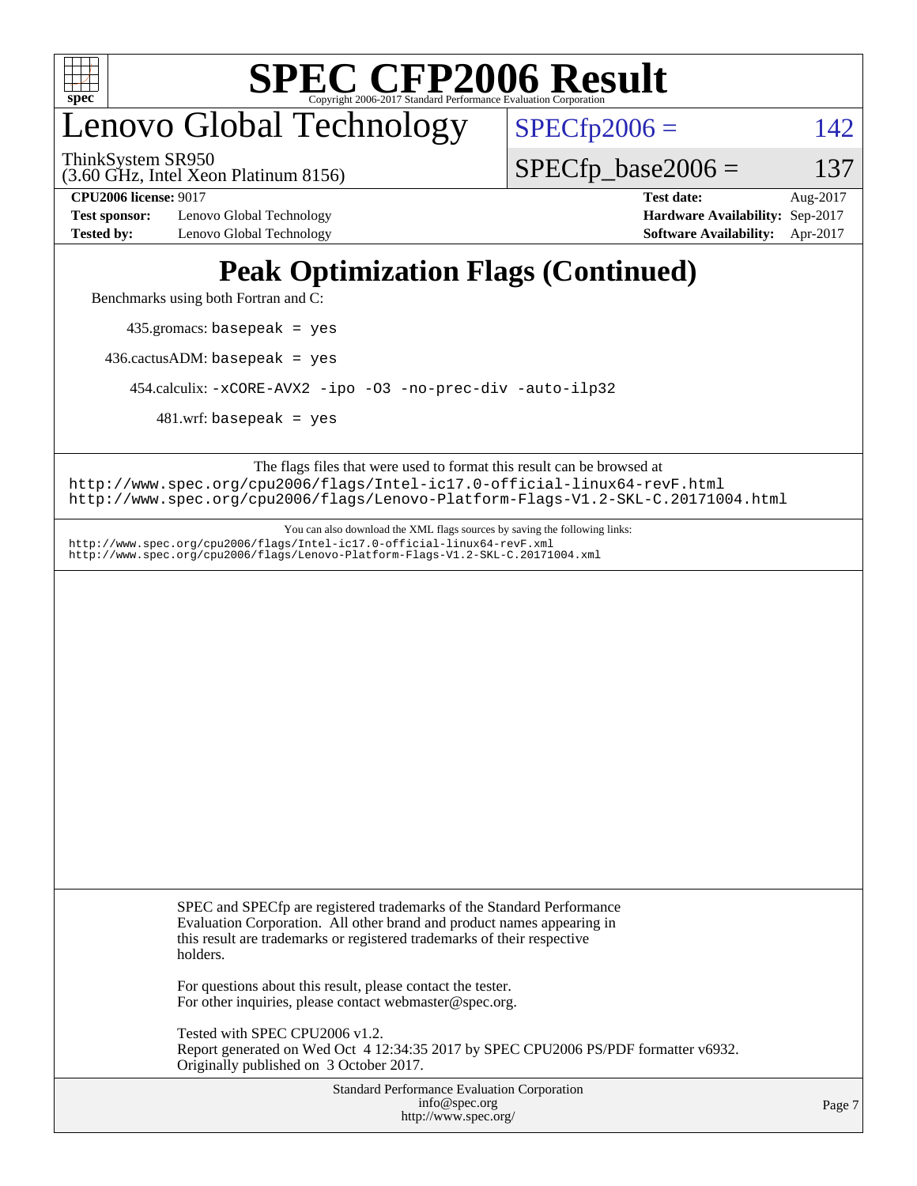# Peak Optimization Flags (Continued)

Benchmarks using both Fortran and C:

435.gromacs: `basepeak = yes`

436.cactusADM: `basepeak = yes`

454.calculix: `-xCORE-AVX2 -ipo -O3 -no-prec-div -auto-ilp32`

481.wrf: `basepeak = yes`

The flags files that were used to format this result can be browsed at
http://www.spec.org/cpu2006/flags/Intel-ic17.0-official-linux64-revF.html
http://www.spec.org/cpu2006/flags/Lenovo-Platform-Flags-V1.2-SKL-C.20171004.html

You can also download the XML flags sources by saving the following links:
http://www.spec.org/cpu2006/flags/Intel-ic17.0-official-linux64-revF.xml
http://www.spec.org/cpu2006/flags/Lenovo-Platform-Flags-V1.2-SKL-C.20171004.xml

SPEC and SPECfp are registered trademarks of the Standard Performance Evaluation Corporation. All other brand and product names appearing in this result are trademarks or registered trademarks of their respective holders.

For questions about this result, please contact the tester.
For other inquiries, please contact webmaster@spec.org.

Tested with SPEC CPU2006 v1.2.
Report generated on Wed Oct 4 12:34:35 2017 by SPEC CPU2006 PS/PDF formatter v6932.
Originally published on 3 October 2017.